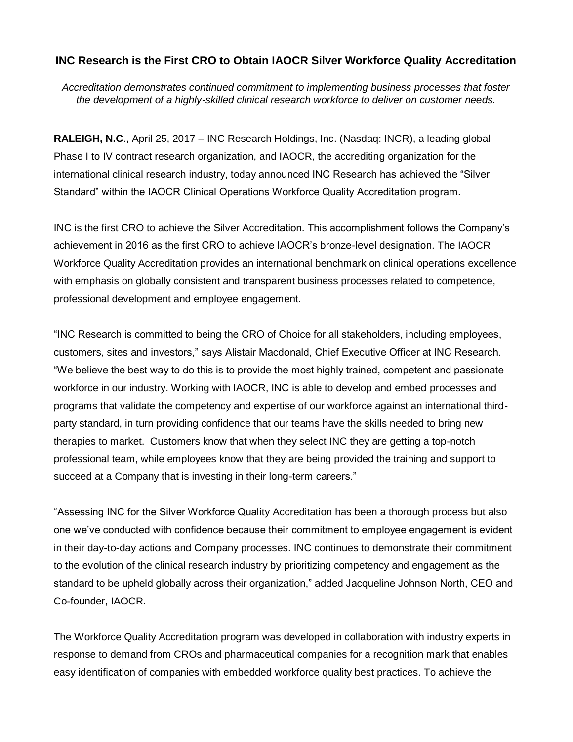# INC Research is the First CRO to Obtain IAOCR Silver Workforce Quality Accreditation

*Accreditation demonstrates continued commitment to implementing business processes that foster the development of a highly-skilled clinical research workforce to deliver on customer needs.*

**RALEIGH, N.C**., April 25, 2017 – INC Research Holdings, Inc. (Nasdaq: INCR), a leading global Phase I to IV contract research organization, and IAOCR, the accrediting organization for the international clinical research industry, today announced INC Research has achieved the "Silver Standard" within the IAOCR Clinical Operations Workforce Quality Accreditation program.

INC is the first CRO to achieve the Silver Accreditation. This accomplishment follows the Company's achievement in 2016 as the first CRO to achieve IAOCR's bronze-level designation. The IAOCR Workforce Quality Accreditation provides an international benchmark on clinical operations excellence with emphasis on globally consistent and transparent business processes related to competence, professional development and employee engagement.

"INC Research is committed to being the CRO of Choice for all stakeholders, including employees, customers, sites and investors," says Alistair Macdonald, Chief Executive Officer at INC Research. "We believe the best way to do this is to provide the most highly trained, competent and passionate workforce in our industry. Working with IAOCR, INC is able to develop and embed processes and programs that validate the competency and expertise of our workforce against an international third-party standard, in turn providing confidence that our teams have the skills needed to bring new therapies to market. Customers know that when they select INC they are getting a top-notch professional team, while employees know that they are being provided the training and support to succeed at a Company that is investing in their long-term careers."

"Assessing INC for the Silver Workforce Quality Accreditation has been a thorough process but also one we've conducted with confidence because their commitment to employee engagement is evident in their day-to-day actions and Company processes. INC continues to demonstrate their commitment to the evolution of the clinical research industry by prioritizing competency and engagement as the standard to be upheld globally across their organization," added Jacqueline Johnson North, CEO and Co-founder, IAOCR.

The Workforce Quality Accreditation program was developed in collaboration with industry experts in response to demand from CROs and pharmaceutical companies for a recognition mark that enables easy identification of companies with embedded workforce quality best practices. To achieve the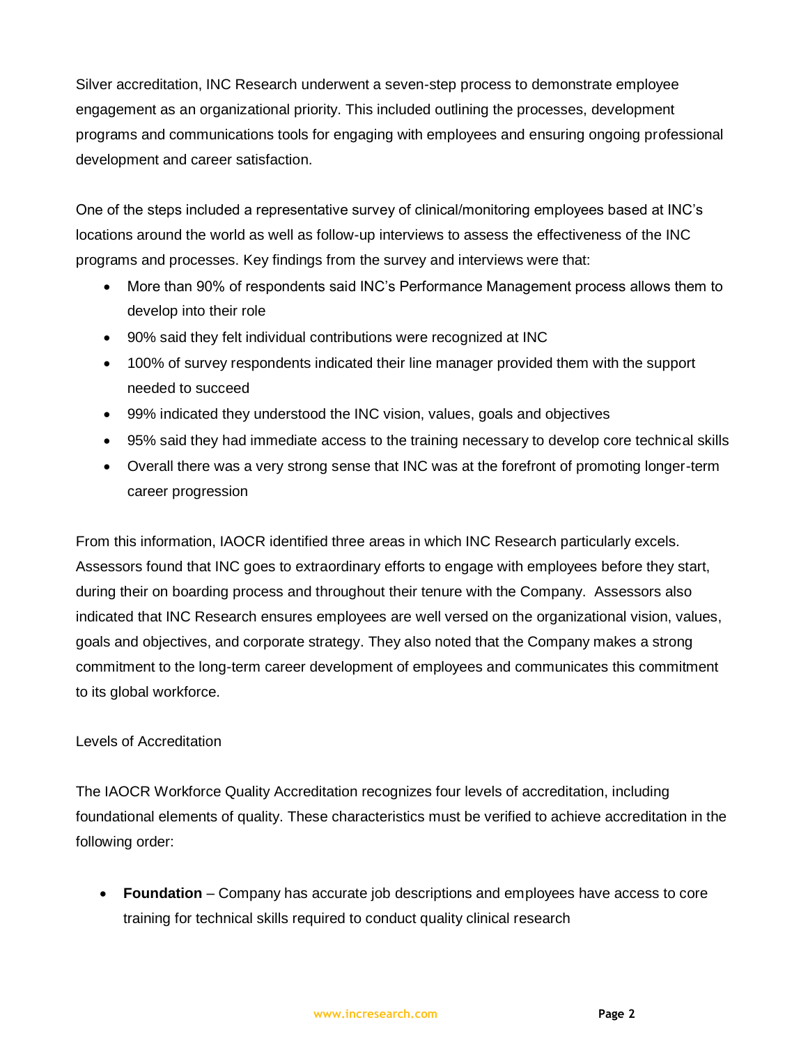Silver accreditation, INC Research underwent a seven-step process to demonstrate employee engagement as an organizational priority. This included outlining the processes, development programs and communications tools for engaging with employees and ensuring ongoing professional development and career satisfaction.

One of the steps included a representative survey of clinical/monitoring employees based at INC's locations around the world as well as follow-up interviews to assess the effectiveness of the INC programs and processes. Key findings from the survey and interviews were that:

- More than 90% of respondents said INC's Performance Management process allows them to develop into their role
- 90% said they felt individual contributions were recognized at INC
- 100% of survey respondents indicated their line manager provided them with the support needed to succeed
- 99% indicated they understood the INC vision, values, goals and objectives
- 95% said they had immediate access to the training necessary to develop core technical skills
- Overall there was a very strong sense that INC was at the forefront of promoting longer-term career progression

From this information, IAOCR identified three areas in which INC Research particularly excels. Assessors found that INC goes to extraordinary efforts to engage with employees before they start, during their on boarding process and throughout their tenure with the Company. Assessors also indicated that INC Research ensures employees are well versed on the organizational vision, values, goals and objectives, and corporate strategy. They also noted that the Company makes a strong commitment to the long-term career development of employees and communicates this commitment to its global workforce.

Levels of Accreditation

The IAOCR Workforce Quality Accreditation recognizes four levels of accreditation, including foundational elements of quality. These characteristics must be verified to achieve accreditation in the following order:

- **Foundation** – Company has accurate job descriptions and employees have access to core training for technical skills required to conduct quality clinical research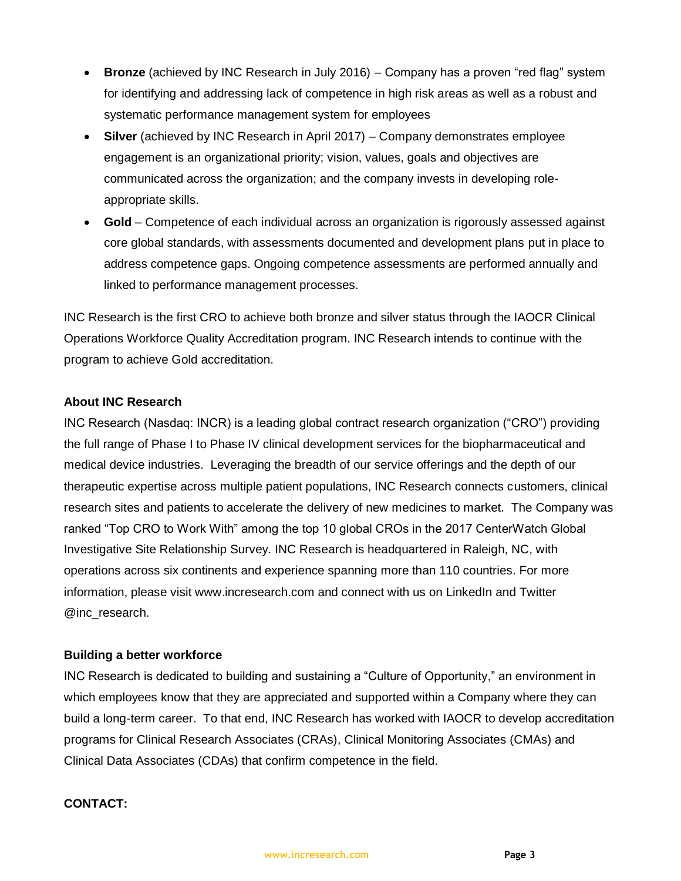- **Bronze** (achieved by INC Research in July 2016) – Company has a proven "red flag" system for identifying and addressing lack of competence in high risk areas as well as a robust and systematic performance management system for employees
- **Silver** (achieved by INC Research in April 2017) – Company demonstrates employee engagement is an organizational priority; vision, values, goals and objectives are communicated across the organization; and the company invests in developing role-appropriate skills.
- **Gold** – Competence of each individual across an organization is rigorously assessed against core global standards, with assessments documented and development plans put in place to address competence gaps. Ongoing competence assessments are performed annually and linked to performance management processes.

INC Research is the first CRO to achieve both bronze and silver status through the IAOCR Clinical Operations Workforce Quality Accreditation program. INC Research intends to continue with the program to achieve Gold accreditation.

**About INC Research**

INC Research (Nasdaq: INCR) is a leading global contract research organization ("CRO") providing the full range of Phase I to Phase IV clinical development services for the biopharmaceutical and medical device industries. Leveraging the breadth of our service offerings and the depth of our therapeutic expertise across multiple patient populations, INC Research connects customers, clinical research sites and patients to accelerate the delivery of new medicines to market. The Company was ranked "Top CRO to Work With" among the top 10 global CROs in the 2017 CenterWatch Global Investigative Site Relationship Survey. INC Research is headquartered in Raleigh, NC, with operations across six continents and experience spanning more than 110 countries. For more information, please visit www.incresearch.com and connect with us on LinkedIn and Twitter @inc_research.

**Building a better workforce**

INC Research is dedicated to building and sustaining a "Culture of Opportunity," an environment in which employees know that they are appreciated and supported within a Company where they can build a long-term career. To that end, INC Research has worked with IAOCR to develop accreditation programs for Clinical Research Associates (CRAs), Clinical Monitoring Associates (CMAs) and Clinical Data Associates (CDAs) that confirm competence in the field.

**CONTACT:**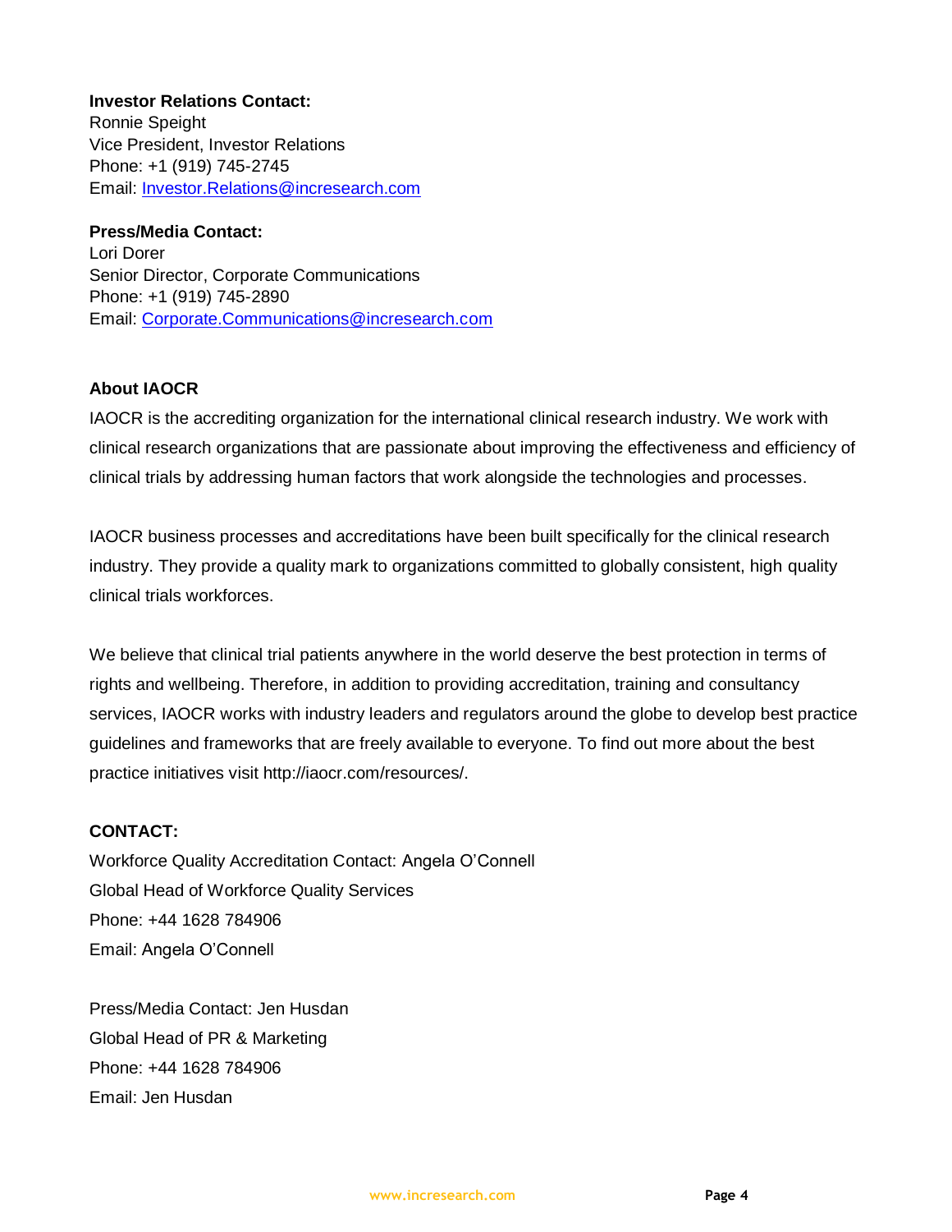**Investor Relations Contact:**
Ronnie Speight
Vice President, Investor Relations
Phone: +1 (919) 745-2745
Email: Investor.Relations@incresearch.com

**Press/Media Contact:**
Lori Dorer
Senior Director, Corporate Communications
Phone: +1 (919) 745-2890
Email: Corporate.Communications@incresearch.com

**About IAOCR**

IAOCR is the accrediting organization for the international clinical research industry. We work with clinical research organizations that are passionate about improving the effectiveness and efficiency of clinical trials by addressing human factors that work alongside the technologies and processes.

IAOCR business processes and accreditations have been built specifically for the clinical research industry. They provide a quality mark to organizations committed to globally consistent, high quality clinical trials workforces.

We believe that clinical trial patients anywhere in the world deserve the best protection in terms of rights and wellbeing. Therefore, in addition to providing accreditation, training and consultancy services, IAOCR works with industry leaders and regulators around the globe to develop best practice guidelines and frameworks that are freely available to everyone. To find out more about the best practice initiatives visit http://iaocr.com/resources/.

**CONTACT:**

Workforce Quality Accreditation Contact: Angela O'Connell
Global Head of Workforce Quality Services
Phone: +44 1628 784906
Email: Angela O'Connell

Press/Media Contact: Jen Husdan
Global Head of PR & Marketing
Phone: +44 1628 784906
Email: Jen Husdan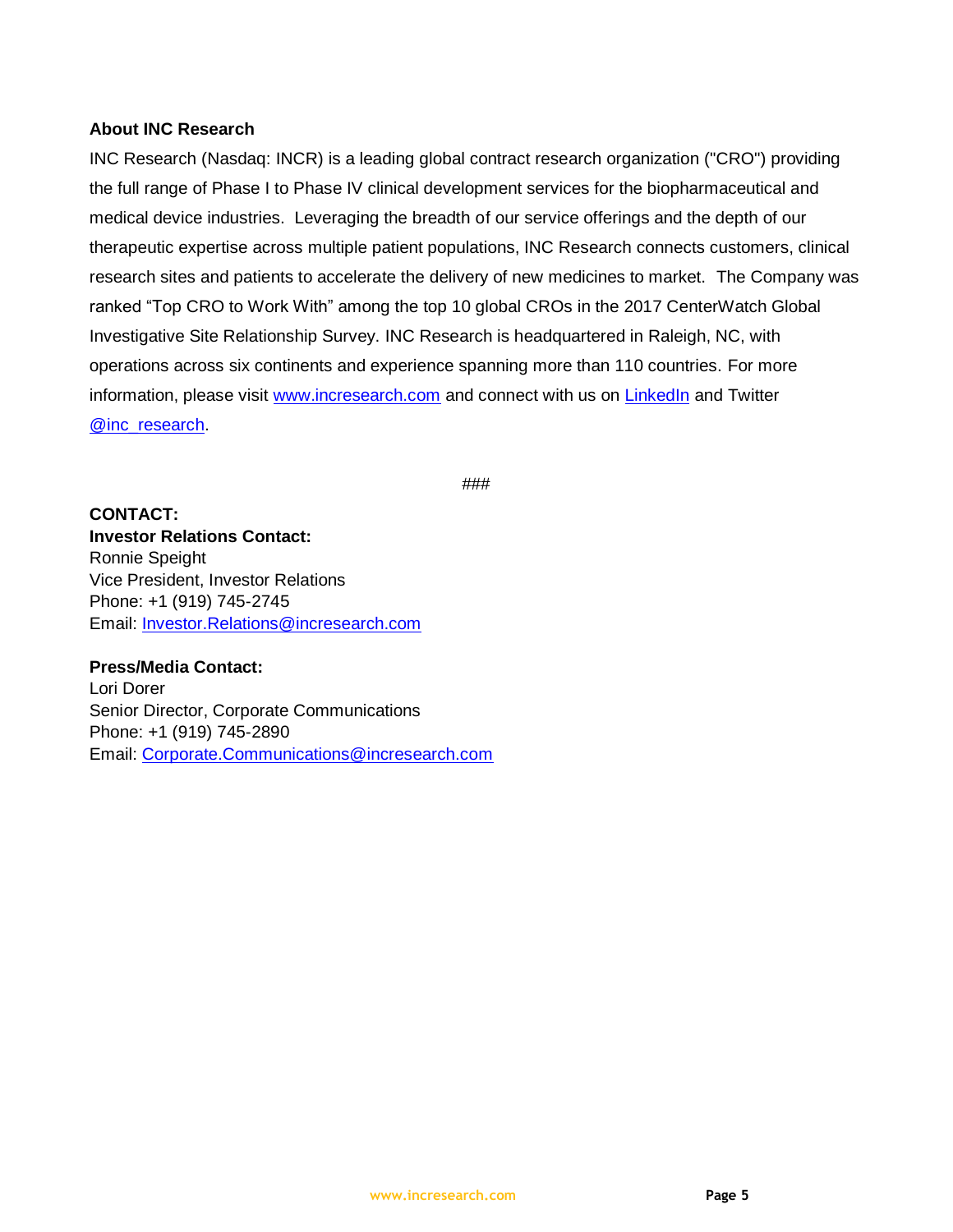**About INC Research**

INC Research (Nasdaq: INCR) is a leading global contract research organization ("CRO") providing the full range of Phase I to Phase IV clinical development services for the biopharmaceutical and medical device industries. Leveraging the breadth of our service offerings and the depth of our therapeutic expertise across multiple patient populations, INC Research connects customers, clinical research sites and patients to accelerate the delivery of new medicines to market. The Company was ranked “Top CRO to Work With” among the top 10 global CROs in the 2017 CenterWatch Global Investigative Site Relationship Survey. INC Research is headquartered in Raleigh, NC, with operations across six continents and experience spanning more than 110 countries. For more information, please visit www.incresearch.com and connect with us on LinkedIn and Twitter @inc_research.

###

**CONTACT:**

**Investor Relations Contact:**
Ronnie Speight
Vice President, Investor Relations
Phone: +1 (919) 745-2745
Email: Investor.Relations@incresearch.com

**Press/Media Contact:**
Lori Dorer
Senior Director, Corporate Communications
Phone: +1 (919) 745-2890
Email: Corporate.Communications@incresearch.com